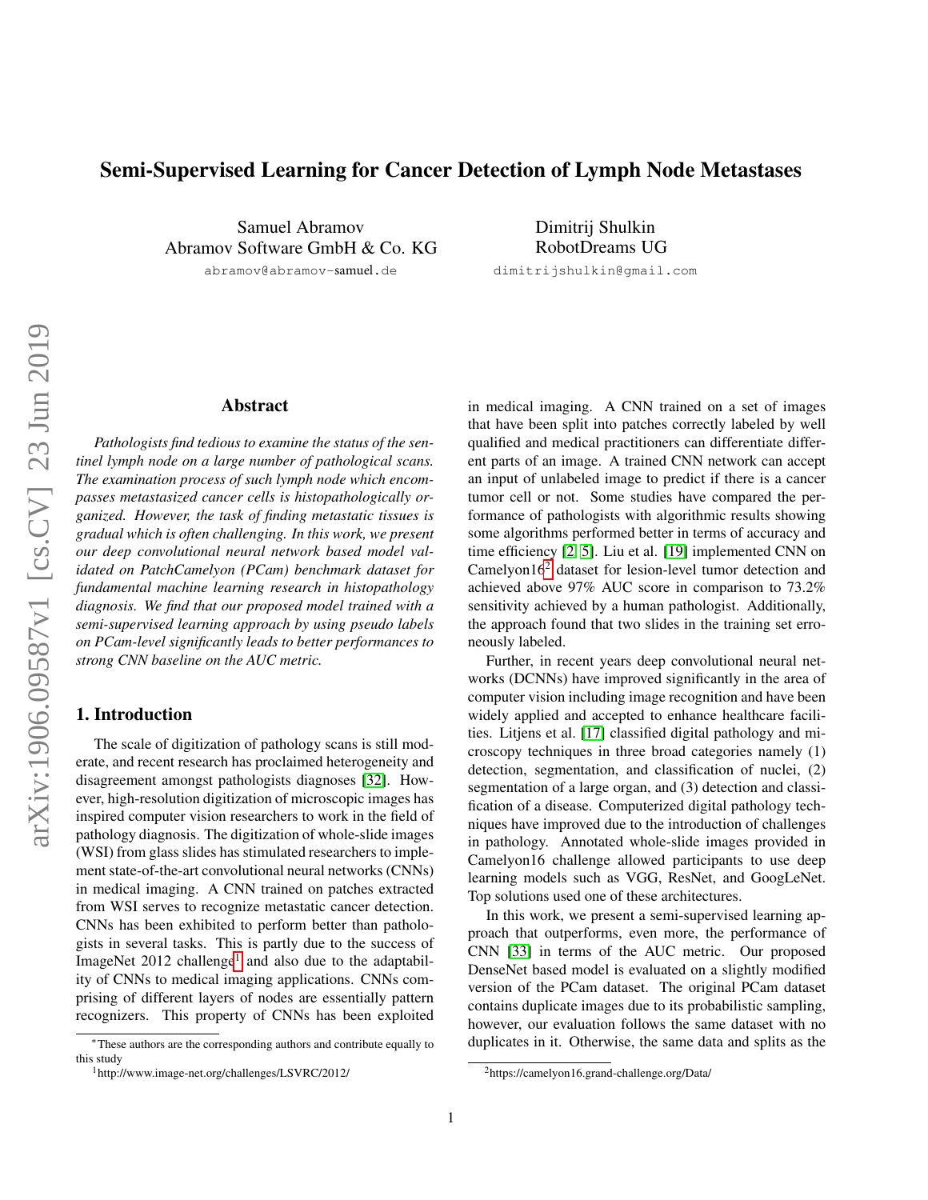# Semi-Supervised Learning for Cancer Detection of Lymph Node Metastases

Samuel Abramov
Abramov Software GmbH & Co. KG
abramov@abramov-samuel.de

Dimitrij Shulkin
RobotDreams UG
dimitrijshulkin@gmail.com

## Abstract

*Pathologists find tedious to examine the status of the sentinel lymph node on a large number of pathological scans. The examination process of such lymph node which encompasses metastasized cancer cells is histopathologically organized. However, the task of finding metastatic tissues is gradual which is often challenging. In this work, we present our deep convolutional neural network based model validated on PatchCamelyon (PCam) benchmark dataset for fundamental machine learning research in histopathology diagnosis. We find that our proposed model trained with a semi-supervised learning approach by using pseudo labels on PCam-level significantly leads to better performances to strong CNN baseline on the AUC metric.*

## 1. Introduction

The scale of digitization of pathology scans is still moderate, and recent research has proclaimed heterogeneity and disagreement amongst pathologists diagnoses [32]. However, high-resolution digitization of microscopic images has inspired computer vision researchers to work in the field of pathology diagnosis. The digitization of whole-slide images (WSI) from glass slides has stimulated researchers to implement state-of-the-art convolutional neural networks (CNNs) in medical imaging. A CNN trained on patches extracted from WSI serves to recognize metastatic cancer detection. CNNs has been exhibited to perform better than pathologists in several tasks. This is partly due to the success of ImageNet 2012 challenge[1] and also due to the adaptability of CNNs to medical imaging applications. CNNs comprising of different layers of nodes are essentially pattern recognizers. This property of CNNs has been exploited in medical imaging. A CNN trained on a set of images that have been split into patches correctly labeled by well qualified and medical practitioners can differentiate different parts of an image. A trained CNN network can accept an input of unlabeled image to predict if there is a cancer tumor cell or not. Some studies have compared the performance of pathologists with algorithmic results showing some algorithms performed better in terms of accuracy and time efficiency [2, 5]. Liu et al. [19] implemented CNN on Camelyon16[2] dataset for lesion-level tumor detection and achieved above 97% AUC score in comparison to 73.2% sensitivity achieved by a human pathologist. Additionally, the approach found that two slides in the training set erroneously labeled.

Further, in recent years deep convolutional neural networks (DCNNs) have improved significantly in the area of computer vision including image recognition and have been widely applied and accepted to enhance healthcare facilities. Litjens et al. [17] classified digital pathology and microscopy techniques in three broad categories namely (1) detection, segmentation, and classification of nuclei, (2) segmentation of a large organ, and (3) detection and classification of a disease. Computerized digital pathology techniques have improved due to the introduction of challenges in pathology. Annotated whole-slide images provided in Camelyon16 challenge allowed participants to use deep learning models such as VGG, ResNet, and GoogLeNet. Top solutions used one of these architectures.

In this work, we present a semi-supervised learning approach that outperforms, even more, the performance of CNN [33] in terms of the AUC metric. Our proposed DenseNet based model is evaluated on a slightly modified version of the PCam dataset. The original PCam dataset contains duplicate images due to its probabilistic sampling, however, our evaluation follows the same dataset with no duplicates in it. Otherwise, the same data and splits as the

*These authors are the corresponding authors and contribute equally to this study

[1] http://www.image-net.org/challenges/LSVRC/2012/

[2] https://camelyon16.grand-challenge.org/Data/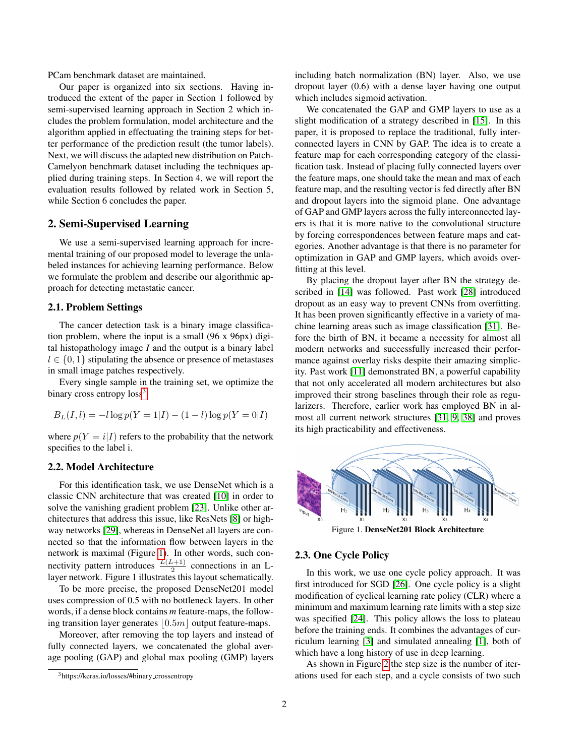PCam benchmark dataset are maintained.

Our paper is organized into six sections. Having introduced the extent of the paper in Section 1 followed by semi-supervised learning approach in Section 2 which includes the problem formulation, model architecture and the algorithm applied in effectuating the training steps for better performance of the prediction result (the tumor labels). Next, we will discuss the adapted new distribution on PatchCamelyon benchmark dataset including the techniques applied during training steps. In Section 4, we will report the evaluation results followed by related work in Section 5, while Section 6 concludes the paper.

## 2. Semi-Supervised Learning

We use a semi-supervised learning approach for incremental training of our proposed model to leverage the unlabeled instances for achieving learning performance. Below we formulate the problem and describe our algorithmic approach for detecting metastatic cancer.

### 2.1. Problem Settings

The cancer detection task is a binary image classification problem, where the input is a small (96 x 96px) digital histopathology image *I* and the output is a binary label $l \in \{0, 1\}$ stipulating the absence or presence of metastases in small image patches respectively.

Every single sample in the training set, we optimize the binary cross entropy loss[3]

$$B_L(I, l) = -l \log p(Y = 1|I) - (1 - l) \log p(Y = 0|I)$$

where $p(Y = i|I)$ refers to the probability that the network specifies to the label i.

### 2.2. Model Architecture

For this identification task, we use DenseNet which is a classic CNN architecture that was created [10] in order to solve the vanishing gradient problem [23]. Unlike other architectures that address this issue, like ResNets [8] or highway networks [29], whereas in DenseNet all layers are connected so that the information flow between layers in the network is maximal (Figure 1). In other words, such connectivity pattern introduces $\frac{L(L+1)}{2}$ connections in an L-layer network. Figure 1 illustrates this layout schematically.

To be more precise, the proposed DenseNet201 model uses compression of 0.5 with no bottleneck layers. In other words, if a dense block contains *m* feature-maps, the following transition layer generates $\lfloor 0.5m \rfloor$ output feature-maps.

Moreover, after removing the top layers and instead of fully connected layers, we concatenated the global average pooling (GAP) and global max pooling (GMP) layers including batch normalization (BN) layer. Also, we use dropout layer (0.6) with a dense layer having one output which includes sigmoid activation.

We concatenated the GAP and GMP layers to use as a slight modification of a strategy described in [15]. In this paper, it is proposed to replace the traditional, fully interconnected layers in CNN by GAP. The idea is to create a feature map for each corresponding category of the classification task. Instead of placing fully connected layers over the feature maps, one should take the mean and max of each feature map, and the resulting vector is fed directly after BN and dropout layers into the sigmoid plane. One advantage of GAP and GMP layers across the fully interconnected layers is that it is more native to the convolutional structure by forcing correspondences between feature maps and categories. Another advantage is that there is no parameter for optimization in GAP and GMP layers, which avoids overfitting at this level.

By placing the dropout layer after BN the strategy described in [14] was followed. Past work [28] introduced dropout as an easy way to prevent CNNs from overfitting. It has been proven significantly effective in a variety of machine learning areas such as image classification [31]. Before the birth of BN, it became a necessity for almost all modern networks and successfully increased their performance against overlay risks despite their amazing simplicity. Past work [11] demonstrated BN, a powerful capability that not only accelerated all modern architectures but also improved their strong baselines through their role as regularizers. Therefore, earlier work has employed BN in almost all current network structures [31, 9, 38] and proves its high practicability and effectiveness.

Figure 1. **DenseNet201 Block Architecture**

### 2.3. One Cycle Policy

In this work, we use one cycle policy approach. It was first introduced for SGD [26]. One cycle policy is a slight modification of cyclical learning rate policy (CLR) where a minimum and maximum learning rate limits with a step size was specified [24]. This policy allows the loss to plateau before the training ends. It combines the advantages of curriculum learning [3] and simulated annealing [1], both of which have a long history of use in deep learning.

As shown in Figure 2 the step size is the number of iterations used for each step, and a cycle consists of two such

[3]https://keras.io/losses/#binary_crossentropy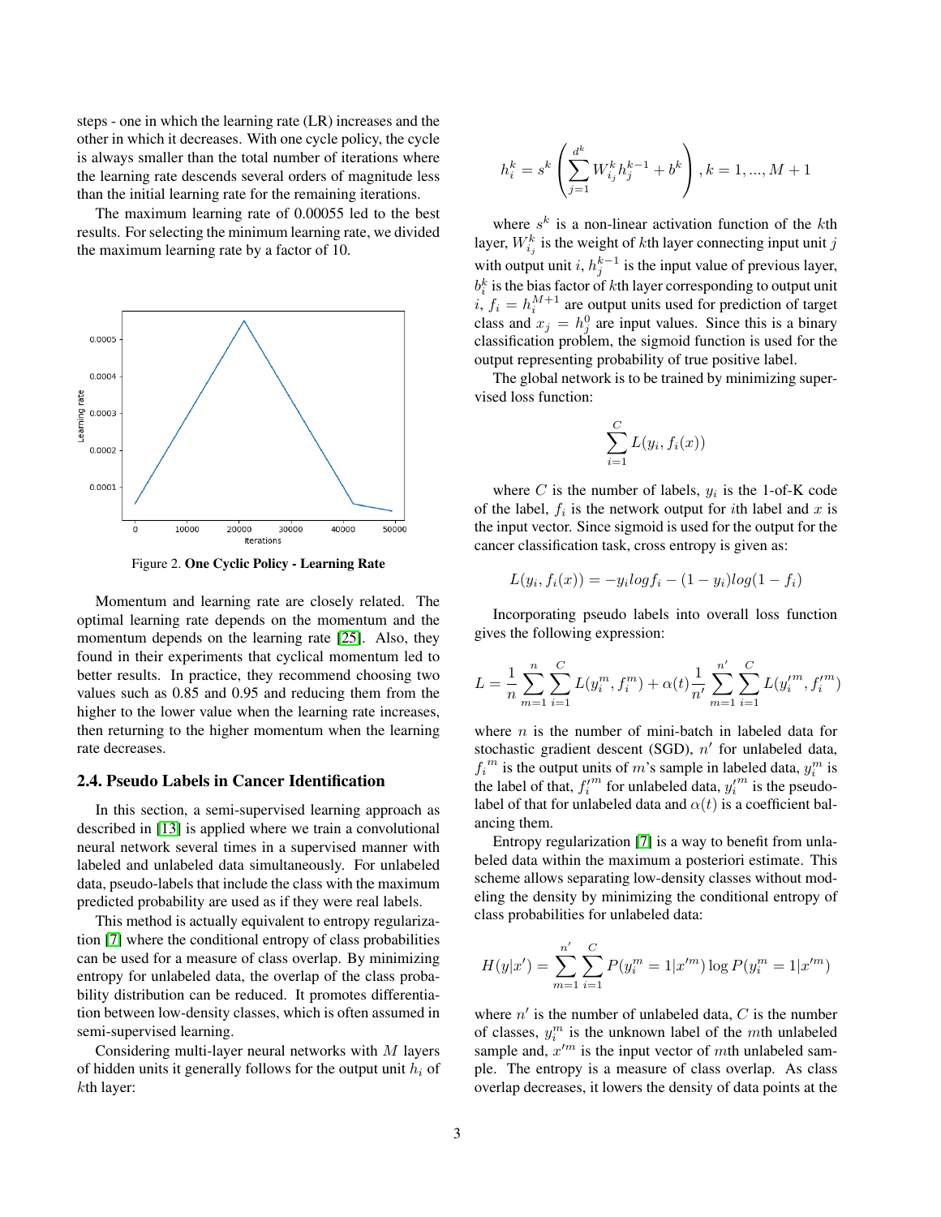steps - one in which the learning rate (LR) increases and the other in which it decreases. With one cycle policy, the cycle is always smaller than the total number of iterations where the learning rate descends several orders of magnitude less than the initial learning rate for the remaining iterations.

The maximum learning rate of 0.00055 led to the best results. For selecting the minimum learning rate, we divided the maximum learning rate by a factor of 10.

Figure 2. **One Cyclic Policy - Learning Rate**

Momentum and learning rate are closely related. The optimal learning rate depends on the momentum and the momentum depends on the learning rate [25]. Also, they found in their experiments that cyclical momentum led to better results. In practice, they recommend choosing two values such as 0.85 and 0.95 and reducing them from the higher to the lower value when the learning rate increases, then returning to the higher momentum when the learning rate decreases.

### 2.4. Pseudo Labels in Cancer Identification

In this section, a semi-supervised learning approach as described in [13] is applied where we train a convolutional neural network several times in a supervised manner with labeled and unlabeled data simultaneously. For unlabeled data, pseudo-labels that include the class with the maximum predicted probability are used as if they were real labels.

This method is actually equivalent to entropy regularization [7] where the conditional entropy of class probabilities can be used for a measure of class overlap. By minimizing entropy for unlabeled data, the overlap of the class probability distribution can be reduced. It promotes differentiation between low-density classes, which is often assumed in semi-supervised learning.

Considering multi-layer neural networks with $M$ layers of hidden units it generally follows for the output unit $h_i$ of $k$th layer:

$$h_i^k = s^k\left(\sum_{j=1}^{d^k} W_{i_j}^k h_j^{k-1} + b^k\right), k = 1, ..., M+1$$

where $s^k$ is a non-linear activation function of the $k$th layer, $W_{i_j}^k$ is the weight of $k$th layer connecting input unit $j$ with output unit $i$, $h_j^{k-1}$ is the input value of previous layer, $b_i^k$ is the bias factor of $k$th layer corresponding to output unit $i$, $f_i = h_i^{M+1}$ are output units used for prediction of target class and $x_j = h_j^0$ are input values. Since this is a binary classification problem, the sigmoid function is used for the output representing probability of true positive label.

The global network is to be trained by minimizing supervised loss function:

$$\sum_{i=1}^{C} L(y_i, f_i(x))$$

where $C$ is the number of labels, $y_i$ is the 1-of-K code of the label, $f_i$ is the network output for $i$th label and $x$ is the input vector. Since sigmoid is used for the output for the cancer classification task, cross entropy is given as:

$$L(y_i, f_i(x)) = -y_i log f_i - (1 - y_i) log(1 - f_i)$$

Incorporating pseudo labels into overall loss function gives the following expression:

$$L = \frac{1}{n}\sum_{m=1}^{n}\sum_{i=1}^{C} L(y_i^m, f_i^m) + \alpha(t)\frac{1}{n'}\sum_{m=1}^{n'}\sum_{i=1}^{C} L(y_i'^m, f_i'^m)$$

where $n$ is the number of mini-batch in labeled data for stochastic gradient descent (SGD), $n'$ for unlabeled data, $f_i{}^m$ is the output units of $m$'s sample in labeled data, $y_i^m$ is the label of that, $f_i'^m$ for unlabeled data, $y_i'^m$ is the pseudo-label of that for unlabeled data and $\alpha(t)$ is a coefficient balancing them.

Entropy regularization [7] is a way to benefit from unlabeled data within the maximum a posteriori estimate. This scheme allows separating low-density classes without modeling the density by minimizing the conditional entropy of class probabilities for unlabeled data:

$$H(y|x') = \sum_{m=1}^{n'}\sum_{i=1}^{C} P(y_i^m = 1|x'^m) \log P(y_i^m = 1|x'^m)$$

where $n'$ is the number of unlabeled data, $C$ is the number of classes, $y_i^m$ is the unknown label of the $m$th unlabeled sample and, $x'^m$ is the input vector of $m$th unlabeled sample. The entropy is a measure of class overlap. As class overlap decreases, it lowers the density of data points at the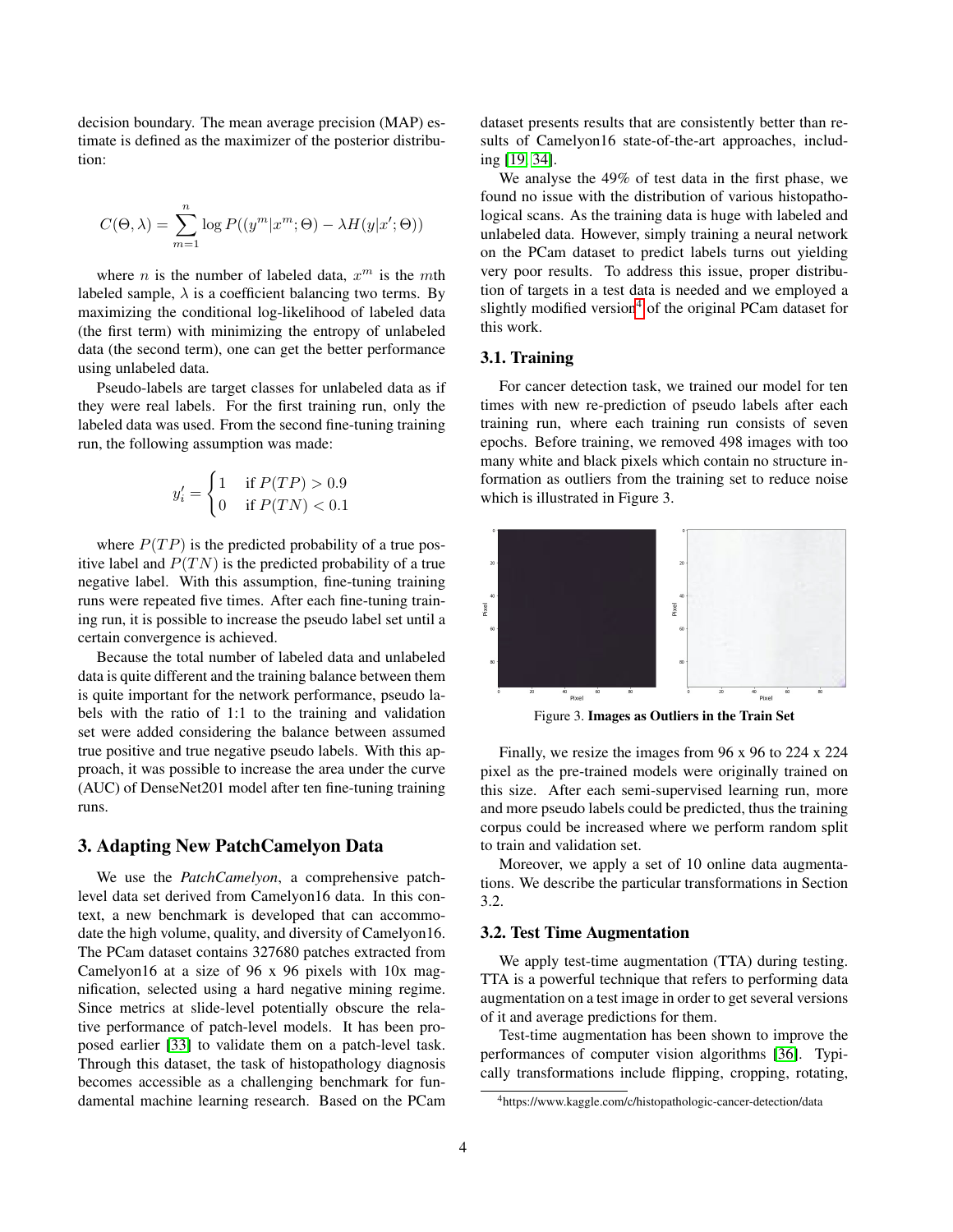decision boundary. The mean average precision (MAP) estimate is defined as the maximizer of the posterior distribution:

$$C(\Theta, \lambda) = \sum_{m=1}^{n} \log P((y^m | x^m; \Theta) - \lambda H(y | x'; \Theta))$$

where $n$ is the number of labeled data, $x^m$ is the $m$th labeled sample, $\lambda$ is a coefficient balancing two terms. By maximizing the conditional log-likelihood of labeled data (the first term) with minimizing the entropy of unlabeled data (the second term), one can get the better performance using unlabeled data.

Pseudo-labels are target classes for unlabeled data as if they were real labels. For the first training run, only the labeled data was used. From the second fine-tuning training run, the following assumption was made:

$$y_i' = \begin{cases} 1 & \text{if } P(TP) > 0.9 \\ 0 & \text{if } P(TN) < 0.1 \end{cases}$$

where $P(TP)$ is the predicted probability of a true positive label and $P(TN)$ is the predicted probability of a true negative label. With this assumption, fine-tuning training runs were repeated five times. After each fine-tuning training run, it is possible to increase the pseudo label set until a certain convergence is achieved.

Because the total number of labeled data and unlabeled data is quite different and the training balance between them is quite important for the network performance, pseudo labels with the ratio of 1:1 to the training and validation set were added considering the balance between assumed true positive and true negative pseudo labels. With this approach, it was possible to increase the area under the curve (AUC) of DenseNet201 model after ten fine-tuning training runs.

## 3. Adapting New PatchCamelyon Data

We use the *PatchCamelyon*, a comprehensive patch-level data set derived from Camelyon16 data. In this context, a new benchmark is developed that can accommodate the high volume, quality, and diversity of Camelyon16. The PCam dataset contains 327680 patches extracted from Camelyon16 at a size of 96 x 96 pixels with 10x magnification, selected using a hard negative mining regime. Since metrics at slide-level potentially obscure the relative performance of patch-level models. It has been proposed earlier [33] to validate them on a patch-level task. Through this dataset, the task of histopathology diagnosis becomes accessible as a challenging benchmark for fundamental machine learning research. Based on the PCam dataset presents results that are consistently better than results of Camelyon16 state-of-the-art approaches, including [19, 34].

We analyse the 49% of test data in the first phase, we found no issue with the distribution of various histopathological scans. As the training data is huge with labeled and unlabeled data. However, simply training a neural network on the PCam dataset to predict labels turns out yielding very poor results. To address this issue, proper distribution of targets in a test data is needed and we employed a slightly modified version[4] of the original PCam dataset for this work.

### 3.1. Training

For cancer detection task, we trained our model for ten times with new re-prediction of pseudo labels after each training run, where each training run consists of seven epochs. Before training, we removed 498 images with too many white and black pixels which contain no structure information as outliers from the training set to reduce noise which is illustrated in Figure 3.

Figure 3. **Images as Outliers in the Train Set**

Finally, we resize the images from 96 x 96 to 224 x 224 pixel as the pre-trained models were originally trained on this size. After each semi-supervised learning run, more and more pseudo labels could be predicted, thus the training corpus could be increased where we perform random split to train and validation set.

Moreover, we apply a set of 10 online data augmentations. We describe the particular transformations in Section 3.2.

### 3.2. Test Time Augmentation

We apply test-time augmentation (TTA) during testing. TTA is a powerful technique that refers to performing data augmentation on a test image in order to get several versions of it and average predictions for them.

Test-time augmentation has been shown to improve the performances of computer vision algorithms [36]. Typically transformations include flipping, cropping, rotating,

[4] https://www.kaggle.com/c/histopathologic-cancer-detection/data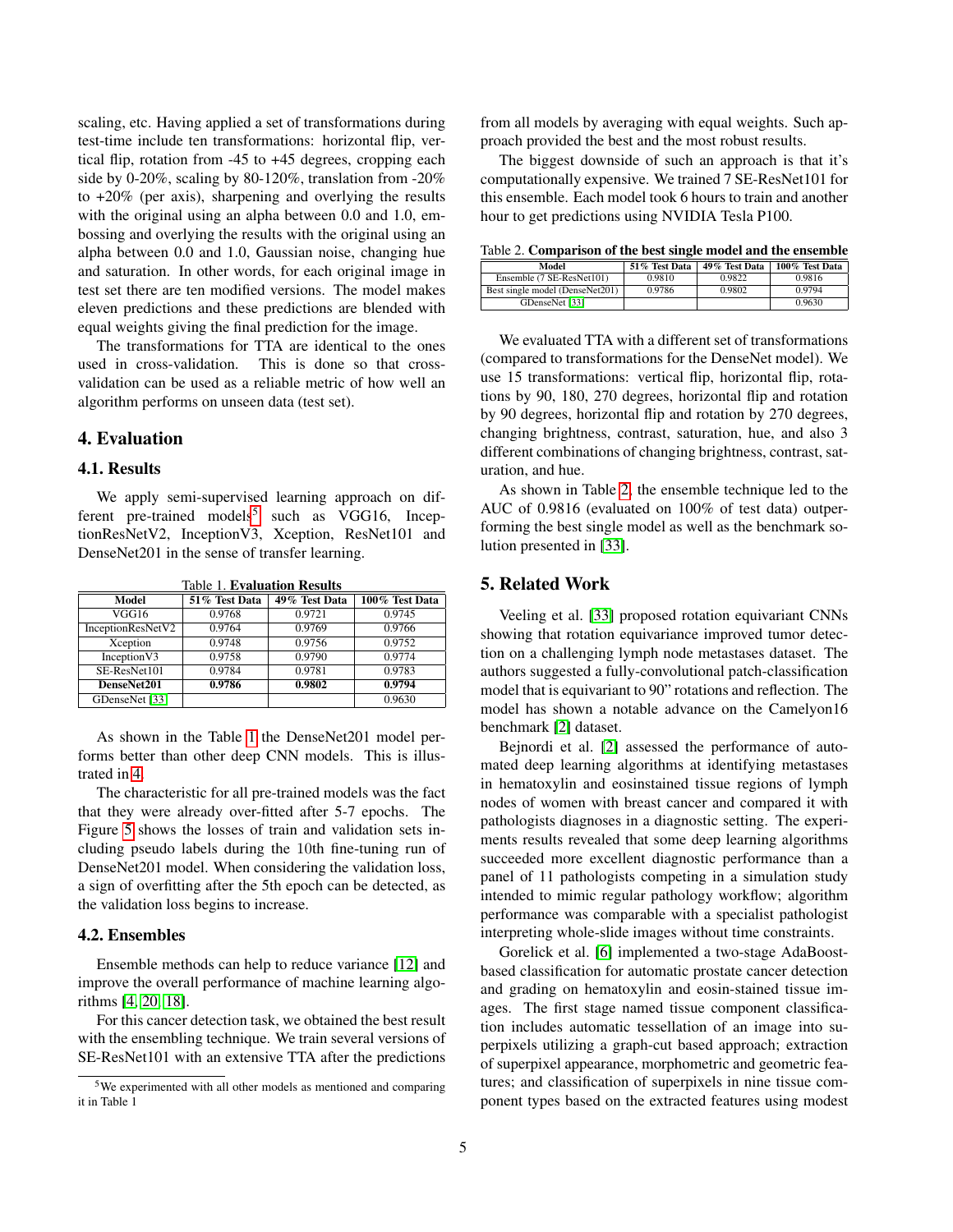scaling, etc. Having applied a set of transformations during test-time include ten transformations: horizontal flip, vertical flip, rotation from -45 to +45 degrees, cropping each side by 0-20%, scaling by 80-120%, translation from -20% to +20% (per axis), sharpening and overlying the results with the original using an alpha between 0.0 and 1.0, embossing and overlying the results with the original using an alpha between 0.0 and 1.0, Gaussian noise, changing hue and saturation. In other words, for each original image in test set there are ten modified versions. The model makes eleven predictions and these predictions are blended with equal weights giving the final prediction for the image.

The transformations for TTA are identical to the ones used in cross-validation. This is done so that cross-validation can be used as a reliable metric of how well an algorithm performs on unseen data (test set).

## 4. Evaluation

### 4.1. Results

We apply semi-supervised learning approach on different pre-trained models[5] such as VGG16, InceptionResNetV2, InceptionV3, Xception, ResNet101 and DenseNet201 in the sense of transfer learning.

Table 1. **Evaluation Results**

| Model | 51% Test Data | 49% Test Data | 100% Test Data |
|---|---|---|---|
| VGG16 | 0.9768 | 0.9721 | 0.9745 |
| InceptionResNetV2 | 0.9764 | 0.9769 | 0.9766 |
| Xception | 0.9748 | 0.9756 | 0.9752 |
| InceptionV3 | 0.9758 | 0.9790 | 0.9774 |
| SE-ResNet101 | 0.9784 | 0.9781 | 0.9783 |
| **DenseNet201** | **0.9786** | **0.9802** | **0.9794** |
| GDenseNet [33] | | | 0.9630 |

As shown in the Table 1 the DenseNet201 model performs better than other deep CNN models. This is illustrated in 4.

The characteristic for all pre-trained models was the fact that they were already over-fitted after 5-7 epochs. The Figure 5 shows the losses of train and validation sets including pseudo labels during the 10th fine-tuning run of DenseNet201 model. When considering the validation loss, a sign of overfitting after the 5th epoch can be detected, as the validation loss begins to increase.

### 4.2. Ensembles

Ensemble methods can help to reduce variance [12] and improve the overall performance of machine learning algorithms [4, 20, 18].

For this cancer detection task, we obtained the best result with the ensembling technique. We train several versions of SE-ResNet101 with an extensive TTA after the predictions from all models by averaging with equal weights. Such approach provided the best and the most robust results.

The biggest downside of such an approach is that it's computationally expensive. We trained 7 SE-ResNet101 for this ensemble. Each model took 6 hours to train and another hour to get predictions using NVIDIA Tesla P100.

Table 2. **Comparison of the best single model and the ensemble**

| Model | 51% Test Data | 49% Test Data | 100% Test Data |
|---|---|---|---|
| Ensemble (7 SE-ResNet101) | 0.9810 | 0.9822 | 0.9816 |
| Best single model (DenseNet201) | 0.9786 | 0.9802 | 0.9794 |
| GDenseNet [33] | | | 0.9630 |

We evaluated TTA with a different set of transformations (compared to transformations for the DenseNet model). We use 15 transformations: vertical flip, horizontal flip, rotations by 90, 180, 270 degrees, horizontal flip and rotation by 90 degrees, horizontal flip and rotation by 270 degrees, changing brightness, contrast, saturation, hue, and also 3 different combinations of changing brightness, contrast, saturation, and hue.

As shown in Table 2, the ensemble technique led to the AUC of 0.9816 (evaluated on 100% of test data) outperforming the best single model as well as the benchmark solution presented in [33].

## 5. Related Work

Veeling et al. [33] proposed rotation equivariant CNNs showing that rotation equivariance improved tumor detection on a challenging lymph node metastases dataset. The authors suggested a fully-convolutional patch-classification model that is equivariant to 90" rotations and reflection. The model has shown a notable advance on the Camelyon16 benchmark [2] dataset.

Bejnordi et al. [2] assessed the performance of automated deep learning algorithms at identifying metastases in hematoxylin and eosinstained tissue regions of lymph nodes of women with breast cancer and compared it with pathologists diagnoses in a diagnostic setting. The experiments results revealed that some deep learning algorithms succeeded more excellent diagnostic performance than a panel of 11 pathologists competing in a simulation study intended to mimic regular pathology workflow; algorithm performance was comparable with a specialist pathologist interpreting whole-slide images without time constraints.

Gorelick et al. [6] implemented a two-stage AdaBoost-based classification for automatic prostate cancer detection and grading on hematoxylin and eosin-stained tissue images. The first stage named tissue component classification includes automatic tessellation of an image into superpixels utilizing a graph-cut based approach; extraction of superpixel appearance, morphometric and geometric features; and classification of superpixels in nine tissue component types based on the extracted features using modest

[5] We experimented with all other models as mentioned and comparing it in Table 1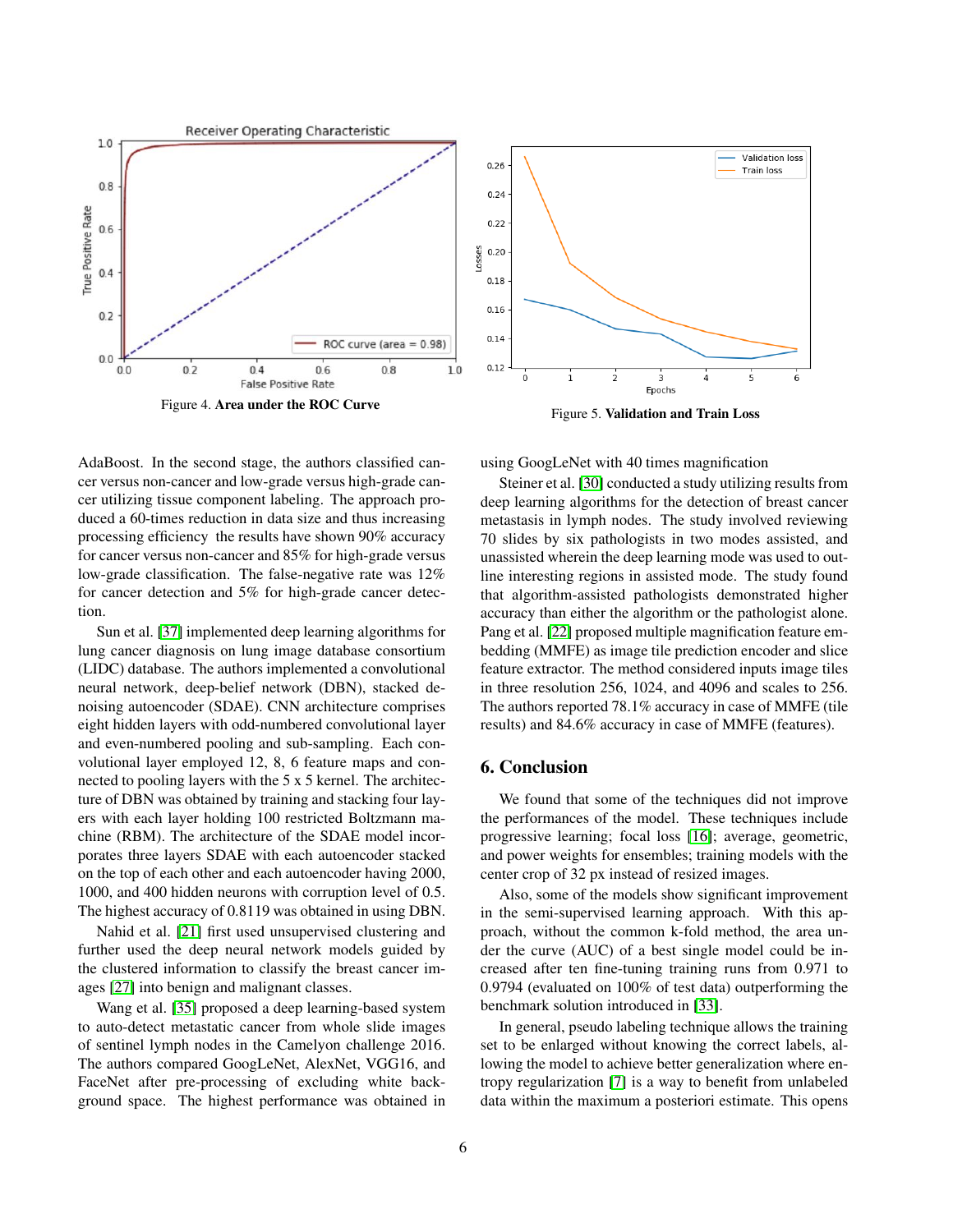Figure 4. **Area under the ROC Curve**

Figure 5. **Validation and Train Loss**

AdaBoost. In the second stage, the authors classified cancer versus non-cancer and low-grade versus high-grade cancer utilizing tissue component labeling. The approach produced a 60-times reduction in data size and thus increasing processing efficiency the results have shown 90% accuracy for cancer versus non-cancer and 85% for high-grade versus low-grade classification. The false-negative rate was 12% for cancer detection and 5% for high-grade cancer detection.

Sun et al. [37] implemented deep learning algorithms for lung cancer diagnosis on lung image database consortium (LIDC) database. The authors implemented a convolutional neural network, deep-belief network (DBN), stacked denoising autoencoder (SDAE). CNN architecture comprises eight hidden layers with odd-numbered convolutional layer and even-numbered pooling and sub-sampling. Each convolutional layer employed 12, 8, 6 feature maps and connected to pooling layers with the 5 x 5 kernel. The architecture of DBN was obtained by training and stacking four layers with each layer holding 100 restricted Boltzmann machine (RBM). The architecture of the SDAE model incorporates three layers SDAE with each autoencoder stacked on the top of each other and each autoencoder having 2000, 1000, and 400 hidden neurons with corruption level of 0.5. The highest accuracy of 0.8119 was obtained in using DBN.

Nahid et al. [21] first used unsupervised clustering and further used the deep neural network models guided by the clustered information to classify the breast cancer images [27] into benign and malignant classes.

Wang et al. [35] proposed a deep learning-based system to auto-detect metastatic cancer from whole slide images of sentinel lymph nodes in the Camelyon challenge 2016. The authors compared GoogLeNet, AlexNet, VGG16, and FaceNet after pre-processing of excluding white background space. The highest performance was obtained in using GoogLeNet with 40 times magnification

Steiner et al. [30] conducted a study utilizing results from deep learning algorithms for the detection of breast cancer metastasis in lymph nodes. The study involved reviewing 70 slides by six pathologists in two modes assisted, and unassisted wherein the deep learning mode was used to outline interesting regions in assisted mode. The study found that algorithm-assisted pathologists demonstrated higher accuracy than either the algorithm or the pathologist alone. Pang et al. [22] proposed multiple magnification feature embedding (MMFE) as image tile prediction encoder and slice feature extractor. The method considered inputs image tiles in three resolution 256, 1024, and 4096 and scales to 256. The authors reported 78.1% accuracy in case of MMFE (tile results) and 84.6% accuracy in case of MMFE (features).

## 6. Conclusion

We found that some of the techniques did not improve the performances of the model. These techniques include progressive learning; focal loss [16]; average, geometric, and power weights for ensembles; training models with the center crop of 32 px instead of resized images.

Also, some of the models show significant improvement in the semi-supervised learning approach. With this approach, without the common k-fold method, the area under the curve (AUC) of a best single model could be increased after ten fine-tuning training runs from 0.971 to 0.9794 (evaluated on 100% of test data) outperforming the benchmark solution introduced in [33].

In general, pseudo labeling technique allows the training set to be enlarged without knowing the correct labels, allowing the model to achieve better generalization where entropy regularization [7] is a way to benefit from unlabeled data within the maximum a posteriori estimate. This opens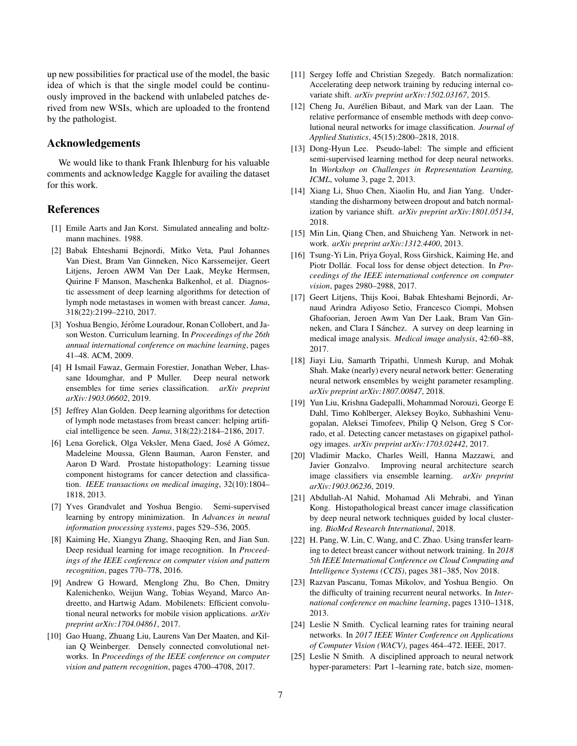up new possibilities for practical use of the model, the basic idea of which is that the single model could be continuously improved in the backend with unlabeled patches derived from new WSIs, which are uploaded to the frontend by the pathologist.

## Acknowledgements

We would like to thank Frank Ihlenburg for his valuable comments and acknowledge Kaggle for availing the dataset for this work.

## References

[1] Emile Aarts and Jan Korst. Simulated annealing and boltzmann machines. 1988.

[2] Babak Ehteshami Bejnordi, Mitko Veta, Paul Johannes Van Diest, Bram Van Ginneken, Nico Karssemeijer, Geert Litjens, Jeroen AWM Van Der Laak, Meyke Hermsen, Quirine F Manson, Maschenka Balkenhol, et al. Diagnostic assessment of deep learning algorithms for detection of lymph node metastases in women with breast cancer. *Jama*, 318(22):2199–2210, 2017.

[3] Yoshua Bengio, Jérôme Louradour, Ronan Collobert, and Jason Weston. Curriculum learning. In *Proceedings of the 26th annual international conference on machine learning*, pages 41–48. ACM, 2009.

[4] H Ismail Fawaz, Germain Forestier, Jonathan Weber, Lhassane Idoumghar, and P Muller. Deep neural network ensembles for time series classification. *arXiv preprint arXiv:1903.06602*, 2019.

[5] Jeffrey Alan Golden. Deep learning algorithms for detection of lymph node metastases from breast cancer: helping artificial intelligence be seen. *Jama*, 318(22):2184–2186, 2017.

[6] Lena Gorelick, Olga Veksler, Mena Gaed, José A Gómez, Madeleine Moussa, Glenn Bauman, Aaron Fenster, and Aaron D Ward. Prostate histopathology: Learning tissue component histograms for cancer detection and classification. *IEEE transactions on medical imaging*, 32(10):1804–1818, 2013.

[7] Yves Grandvalet and Yoshua Bengio. Semi-supervised learning by entropy minimization. In *Advances in neural information processing systems*, pages 529–536, 2005.

[8] Kaiming He, Xiangyu Zhang, Shaoqing Ren, and Jian Sun. Deep residual learning for image recognition. In *Proceedings of the IEEE conference on computer vision and pattern recognition*, pages 770–778, 2016.

[9] Andrew G Howard, Menglong Zhu, Bo Chen, Dmitry Kalenichenko, Weijun Wang, Tobias Weyand, Marco Andreetto, and Hartwig Adam. Mobilenets: Efficient convolutional neural networks for mobile vision applications. *arXiv preprint arXiv:1704.04861*, 2017.

[10] Gao Huang, Zhuang Liu, Laurens Van Der Maaten, and Kilian Q Weinberger. Densely connected convolutional networks. In *Proceedings of the IEEE conference on computer vision and pattern recognition*, pages 4700–4708, 2017.

[11] Sergey Ioffe and Christian Szegedy. Batch normalization: Accelerating deep network training by reducing internal covariate shift. *arXiv preprint arXiv:1502.03167*, 2015.

[12] Cheng Ju, Aurélien Bibaut, and Mark van der Laan. The relative performance of ensemble methods with deep convolutional neural networks for image classification. *Journal of Applied Statistics*, 45(15):2800–2818, 2018.

[13] Dong-Hyun Lee. Pseudo-label: The simple and efficient semi-supervised learning method for deep neural networks. In *Workshop on Challenges in Representation Learning, ICML*, volume 3, page 2, 2013.

[14] Xiang Li, Shuo Chen, Xiaolin Hu, and Jian Yang. Understanding the disharmony between dropout and batch normalization by variance shift. *arXiv preprint arXiv:1801.05134*, 2018.

[15] Min Lin, Qiang Chen, and Shuicheng Yan. Network in network. *arXiv preprint arXiv:1312.4400*, 2013.

[16] Tsung-Yi Lin, Priya Goyal, Ross Girshick, Kaiming He, and Piotr Dollár. Focal loss for dense object detection. In *Proceedings of the IEEE international conference on computer vision*, pages 2980–2988, 2017.

[17] Geert Litjens, Thijs Kooi, Babak Ehteshami Bejnordi, Arnaud Arindra Adiyoso Setio, Francesco Ciompi, Mohsen Ghafoorian, Jeroen Awm Van Der Laak, Bram Van Ginneken, and Clara I Sánchez. A survey on deep learning in medical image analysis. *Medical image analysis*, 42:60–88, 2017.

[18] Jiayi Liu, Samarth Tripathi, Unmesh Kurup, and Mohak Shah. Make (nearly) every neural network better: Generating neural network ensembles by weight parameter resampling. *arXiv preprint arXiv:1807.00847*, 2018.

[19] Yun Liu, Krishna Gadepalli, Mohammad Norouzi, George E Dahl, Timo Kohlberger, Aleksey Boyko, Subhashini Venugopalan, Aleksei Timofeev, Philip Q Nelson, Greg S Corrado, et al. Detecting cancer metastases on gigapixel pathology images. *arXiv preprint arXiv:1703.02442*, 2017.

[20] Vladimir Macko, Charles Weill, Hanna Mazzawi, and Javier Gonzalvo. Improving neural architecture search image classifiers via ensemble learning. *arXiv preprint arXiv:1903.06236*, 2019.

[21] Abdullah-Al Nahid, Mohamad Ali Mehrabi, and Yinan Kong. Histopathological breast cancer image classification by deep neural network techniques guided by local clustering. *BioMed Research International*, 2018.

[22] H. Pang, W. Lin, C. Wang, and C. Zhao. Using transfer learning to detect breast cancer without network training. In *2018 5th IEEE International Conference on Cloud Computing and Intelligence Systems (CCIS)*, pages 381–385, Nov 2018.

[23] Razvan Pascanu, Tomas Mikolov, and Yoshua Bengio. On the difficulty of training recurrent neural networks. In *International conference on machine learning*, pages 1310–1318, 2013.

[24] Leslie N Smith. Cyclical learning rates for training neural networks. In *2017 IEEE Winter Conference on Applications of Computer Vision (WACV)*, pages 464–472. IEEE, 2017.

[25] Leslie N Smith. A disciplined approach to neural network hyper-parameters: Part 1–learning rate, batch size, momen-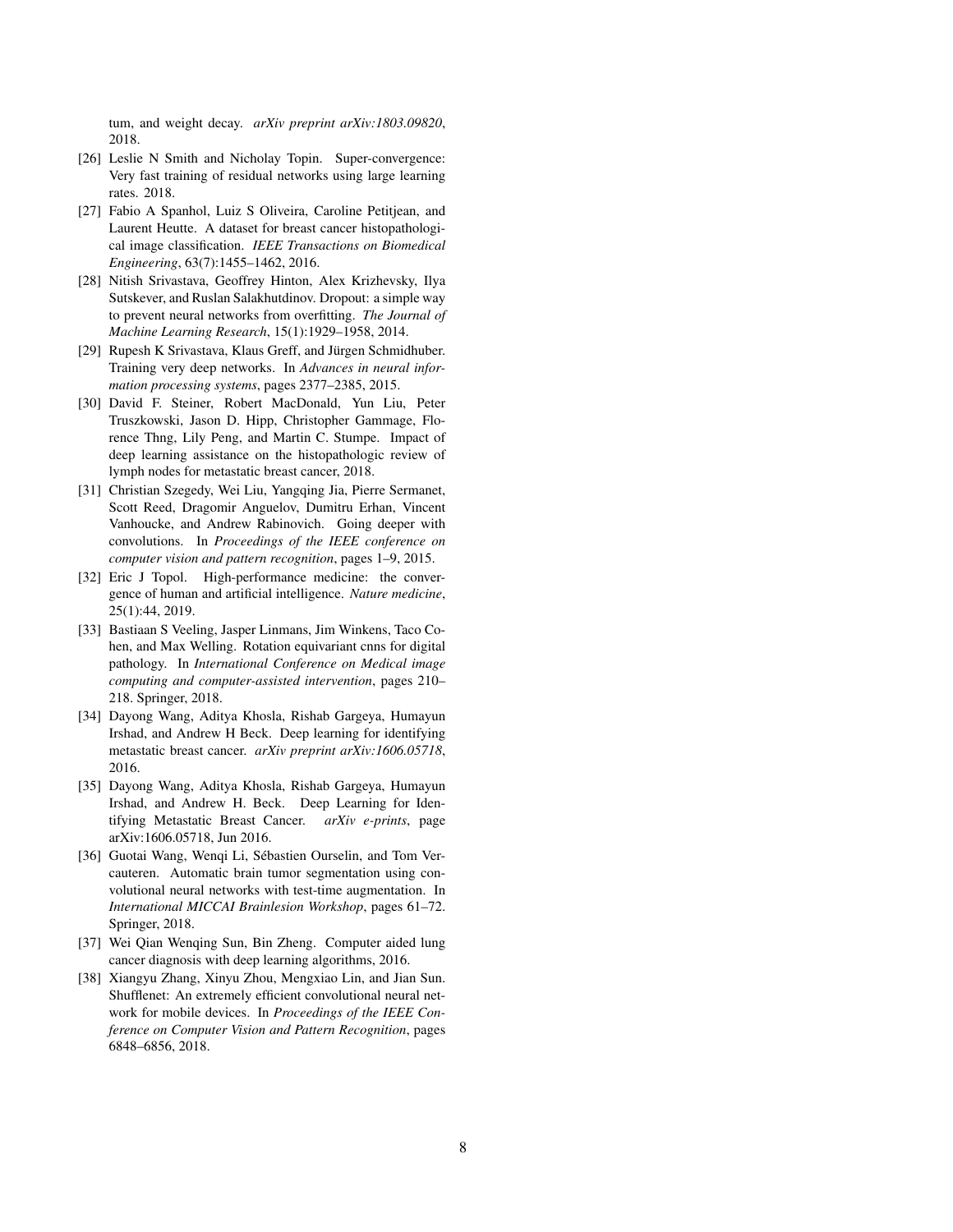tum, and weight decay. *arXiv preprint arXiv:1803.09820*, 2018.

[26] Leslie N Smith and Nicholay Topin. Super-convergence: Very fast training of residual networks using large learning rates. 2018.

[27] Fabio A Spanhol, Luiz S Oliveira, Caroline Petitjean, and Laurent Heutte. A dataset for breast cancer histopathological image classification. *IEEE Transactions on Biomedical Engineering*, 63(7):1455–1462, 2016.

[28] Nitish Srivastava, Geoffrey Hinton, Alex Krizhevsky, Ilya Sutskever, and Ruslan Salakhutdinov. Dropout: a simple way to prevent neural networks from overfitting. *The Journal of Machine Learning Research*, 15(1):1929–1958, 2014.

[29] Rupesh K Srivastava, Klaus Greff, and Jürgen Schmidhuber. Training very deep networks. In *Advances in neural information processing systems*, pages 2377–2385, 2015.

[30] David F. Steiner, Robert MacDonald, Yun Liu, Peter Truszkowski, Jason D. Hipp, Christopher Gammage, Florence Thng, Lily Peng, and Martin C. Stumpe. Impact of deep learning assistance on the histopathologic review of lymph nodes for metastatic breast cancer, 2018.

[31] Christian Szegedy, Wei Liu, Yangqing Jia, Pierre Sermanet, Scott Reed, Dragomir Anguelov, Dumitru Erhan, Vincent Vanhoucke, and Andrew Rabinovich. Going deeper with convolutions. In *Proceedings of the IEEE conference on computer vision and pattern recognition*, pages 1–9, 2015.

[32] Eric J Topol. High-performance medicine: the convergence of human and artificial intelligence. *Nature medicine*, 25(1):44, 2019.

[33] Bastiaan S Veeling, Jasper Linmans, Jim Winkens, Taco Cohen, and Max Welling. Rotation equivariant cnns for digital pathology. In *International Conference on Medical image computing and computer-assisted intervention*, pages 210–218. Springer, 2018.

[34] Dayong Wang, Aditya Khosla, Rishab Gargeya, Humayun Irshad, and Andrew H Beck. Deep learning for identifying metastatic breast cancer. *arXiv preprint arXiv:1606.05718*, 2016.

[35] Dayong Wang, Aditya Khosla, Rishab Gargeya, Humayun Irshad, and Andrew H. Beck. Deep Learning for Identifying Metastatic Breast Cancer. *arXiv e-prints*, page arXiv:1606.05718, Jun 2016.

[36] Guotai Wang, Wenqi Li, Sébastien Ourselin, and Tom Vercauteren. Automatic brain tumor segmentation using convolutional neural networks with test-time augmentation. In *International MICCAI Brainlesion Workshop*, pages 61–72. Springer, 2018.

[37] Wei Qian Wenqing Sun, Bin Zheng. Computer aided lung cancer diagnosis with deep learning algorithms, 2016.

[38] Xiangyu Zhang, Xinyu Zhou, Mengxiao Lin, and Jian Sun. Shufflenet: An extremely efficient convolutional neural network for mobile devices. In *Proceedings of the IEEE Conference on Computer Vision and Pattern Recognition*, pages 6848–6856, 2018.